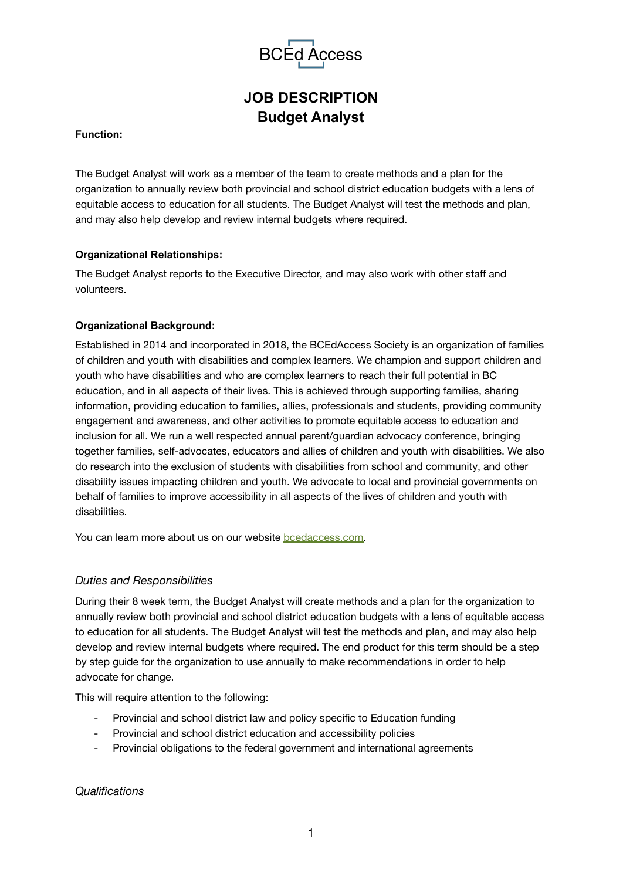BCEd Access

# JOB DESCRIPTION
# Budget Analyst

**Function:**

The Budget Analyst will work as a member of the team to create methods and a plan for the organization to annually review both provincial and school district education budgets with a lens of equitable access to education for all students. The Budget Analyst will test the methods and plan, and may also help develop and review internal budgets where required.

**Organizational Relationships:**

The Budget Analyst reports to the Executive Director, and may also work with other staff and volunteers.

**Organizational Background:**

Established in 2014 and incorporated in 2018, the BCEdAccess Society is an organization of families of children and youth with disabilities and complex learners. We champion and support children and youth who have disabilities and who are complex learners to reach their full potential in BC education, and in all aspects of their lives. This is achieved through supporting families, sharing information, providing education to families, allies, professionals and students, providing community engagement and awareness, and other activities to promote equitable access to education and inclusion for all. We run a well respected annual parent/guardian advocacy conference, bringing together families, self-advocates, educators and allies of children and youth with disabilities. We also do research into the exclusion of students with disabilities from school and community, and other disability issues impacting children and youth. We advocate to local and provincial governments on behalf of families to improve accessibility in all aspects of the lives of children and youth with disabilities.

You can learn more about us on our website [bcedaccess.com](bcedaccess.com).

*Duties and Responsibilities*

During their 8 week term, the Budget Analyst will create methods and a plan for the organization to annually review both provincial and school district education budgets with a lens of equitable access to education for all students. The Budget Analyst will test the methods and plan, and may also help develop and review internal budgets where required. The end product for this term should be a step by step guide for the organization to use annually to make recommendations in order to help advocate for change.

This will require attention to the following:

- Provincial and school district law and policy specific to Education funding
- Provincial and school district education and accessibility policies
- Provincial obligations to the federal government and international agreements

*Qualifications*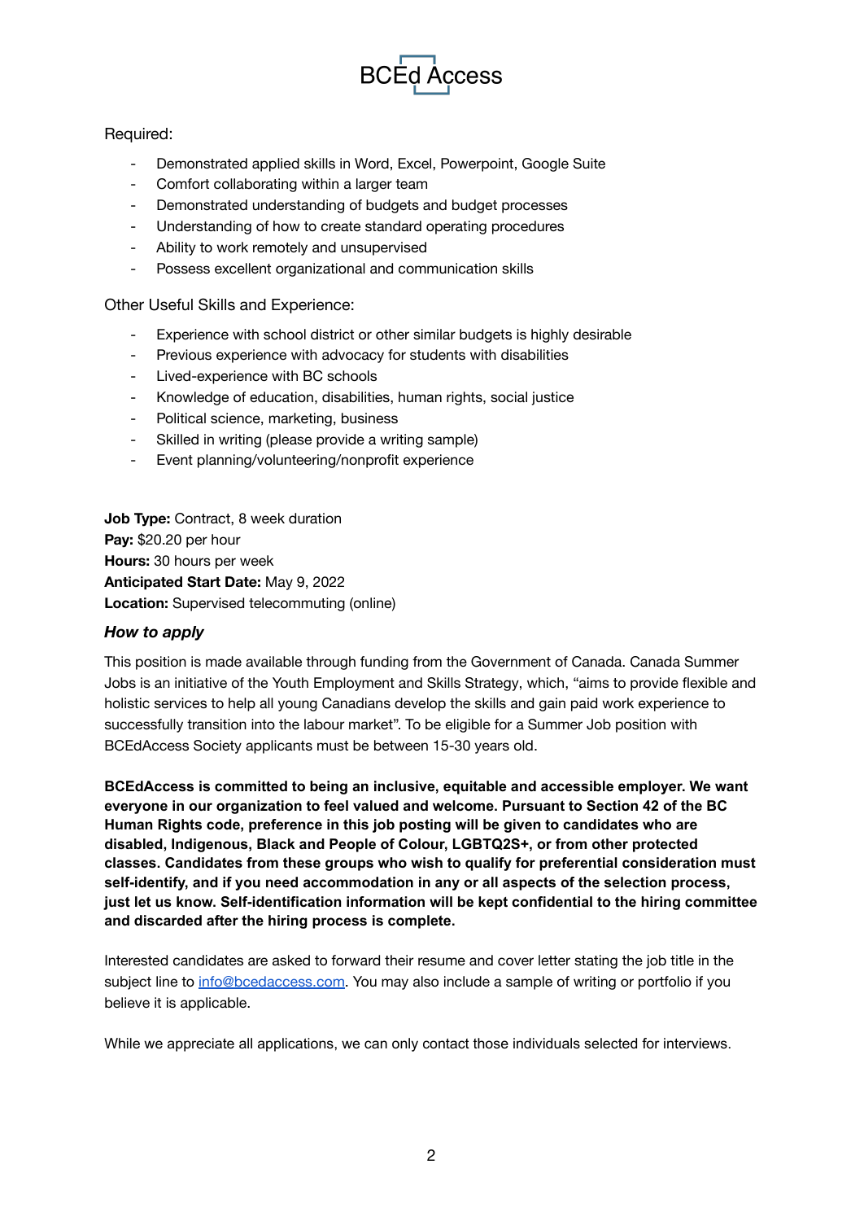Required:

- Demonstrated applied skills in Word, Excel, Powerpoint, Google Suite
- Comfort collaborating within a larger team
- Demonstrated understanding of budgets and budget processes
- Understanding of how to create standard operating procedures
- Ability to work remotely and unsupervised
- Possess excellent organizational and communication skills

Other Useful Skills and Experience:

- Experience with school district or other similar budgets is highly desirable
- Previous experience with advocacy for students with disabilities
- Lived-experience with BC schools
- Knowledge of education, disabilities, human rights, social justice
- Political science, marketing, business
- Skilled in writing (please provide a writing sample)
- Event planning/volunteering/nonprofit experience

**Job Type:** Contract, 8 week duration
**Pay:** $20.20 per hour
**Hours:** 30 hours per week
**Anticipated Start Date:** May 9, 2022
**Location:** Supervised telecommuting (online)

### *How to apply*

This position is made available through funding from the Government of Canada. Canada Summer Jobs is an initiative of the Youth Employment and Skills Strategy, which, "aims to provide flexible and holistic services to help all young Canadians develop the skills and gain paid work experience to successfully transition into the labour market". To be eligible for a Summer Job position with BCEdAccess Society applicants must be between 15-30 years old.

**BCEdAccess is committed to being an inclusive, equitable and accessible employer. We want everyone in our organization to feel valued and welcome. Pursuant to Section 42 of the BC Human Rights code, preference in this job posting will be given to candidates who are disabled, Indigenous, Black and People of Colour, LGBTQ2S+, or from other protected classes. Candidates from these groups who wish to qualify for preferential consideration must self-identify, and if you need accommodation in any or all aspects of the selection process, just let us know. Self-identification information will be kept confidential to the hiring committee and discarded after the hiring process is complete.**

Interested candidates are asked to forward their resume and cover letter stating the job title in the subject line to info@bcedaccess.com. You may also include a sample of writing or portfolio if you believe it is applicable.

While we appreciate all applications, we can only contact those individuals selected for interviews.